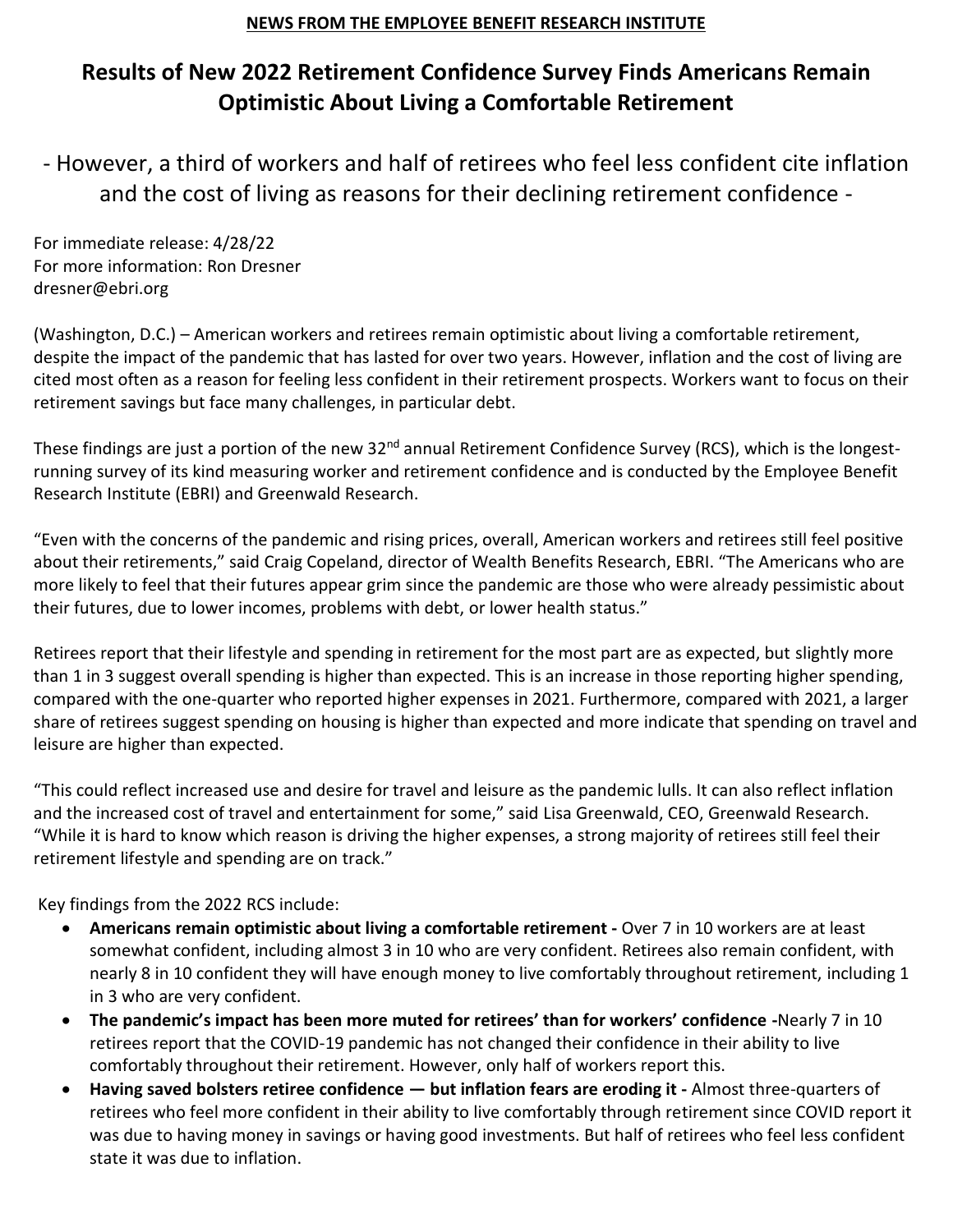**NEWS FROM THE EMPLOYEE BENEFIT RESEARCH INSTITUTE**

# Results of New 2022 Retirement Confidence Survey Finds Americans Remain Optimistic About Living a Comfortable Retirement

## - However, a third of workers and half of retirees who feel less confident cite inflation and the cost of living as reasons for their declining retirement confidence -

For immediate release: 4/28/22
For more information: Ron Dresner
dresner@ebri.org

(Washington, D.C.) – American workers and retirees remain optimistic about living a comfortable retirement, despite the impact of the pandemic that has lasted for over two years. However, inflation and the cost of living are cited most often as a reason for feeling less confident in their retirement prospects. Workers want to focus on their retirement savings but face many challenges, in particular debt.

These findings are just a portion of the new 32nd annual Retirement Confidence Survey (RCS), which is the longest-running survey of its kind measuring worker and retirement confidence and is conducted by the Employee Benefit Research Institute (EBRI) and Greenwald Research.

"Even with the concerns of the pandemic and rising prices, overall, American workers and retirees still feel positive about their retirements," said Craig Copeland, director of Wealth Benefits Research, EBRI. "The Americans who are more likely to feel that their futures appear grim since the pandemic are those who were already pessimistic about their futures, due to lower incomes, problems with debt, or lower health status."

Retirees report that their lifestyle and spending in retirement for the most part are as expected, but slightly more than 1 in 3 suggest overall spending is higher than expected. This is an increase in those reporting higher spending, compared with the one-quarter who reported higher expenses in 2021. Furthermore, compared with 2021, a larger share of retirees suggest spending on housing is higher than expected and more indicate that spending on travel and leisure are higher than expected.

"This could reflect increased use and desire for travel and leisure as the pandemic lulls. It can also reflect inflation and the increased cost of travel and entertainment for some," said Lisa Greenwald, CEO, Greenwald Research. "While it is hard to know which reason is driving the higher expenses, a strong majority of retirees still feel their retirement lifestyle and spending are on track."

Key findings from the 2022 RCS include:

- **Americans remain optimistic about living a comfortable retirement -** Over 7 in 10 workers are at least somewhat confident, including almost 3 in 10 who are very confident. Retirees also remain confident, with nearly 8 in 10 confident they will have enough money to live comfortably throughout retirement, including 1 in 3 who are very confident.
- **The pandemic's impact has been more muted for retirees' than for workers' confidence -**Nearly 7 in 10 retirees report that the COVID-19 pandemic has not changed their confidence in their ability to live comfortably throughout their retirement. However, only half of workers report this.
- **Having saved bolsters retiree confidence — but inflation fears are eroding it -** Almost three-quarters of retirees who feel more confident in their ability to live comfortably through retirement since COVID report it was due to having money in savings or having good investments. But half of retirees who feel less confident state it was due to inflation.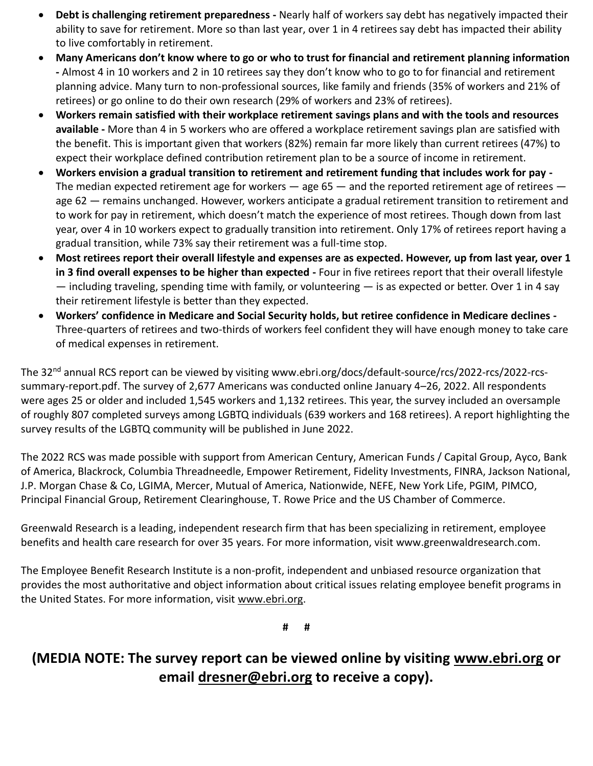- **Debt is challenging retirement preparedness -** Nearly half of workers say debt has negatively impacted their ability to save for retirement. More so than last year, over 1 in 4 retirees say debt has impacted their ability to live comfortably in retirement.
- **Many Americans don't know where to go or who to trust for financial and retirement planning information -** Almost 4 in 10 workers and 2 in 10 retirees say they don't know who to go to for financial and retirement planning advice. Many turn to non-professional sources, like family and friends (35% of workers and 21% of retirees) or go online to do their own research (29% of workers and 23% of retirees).
- **Workers remain satisfied with their workplace retirement savings plans and with the tools and resources available -** More than 4 in 5 workers who are offered a workplace retirement savings plan are satisfied with the benefit. This is important given that workers (82%) remain far more likely than current retirees (47%) to expect their workplace defined contribution retirement plan to be a source of income in retirement.
- **Workers envision a gradual transition to retirement and retirement funding that includes work for pay -** The median expected retirement age for workers — age 65 — and the reported retirement age of retirees — age 62 — remains unchanged. However, workers anticipate a gradual retirement transition to retirement and to work for pay in retirement, which doesn't match the experience of most retirees. Though down from last year, over 4 in 10 workers expect to gradually transition into retirement. Only 17% of retirees report having a gradual transition, while 73% say their retirement was a full-time stop.
- **Most retirees report their overall lifestyle and expenses are as expected. However, up from last year, over 1 in 3 find overall expenses to be higher than expected -** Four in five retirees report that their overall lifestyle — including traveling, spending time with family, or volunteering — is as expected or better. Over 1 in 4 say their retirement lifestyle is better than they expected.
- **Workers' confidence in Medicare and Social Security holds, but retiree confidence in Medicare declines -** Three-quarters of retirees and two-thirds of workers feel confident they will have enough money to take care of medical expenses in retirement.

The 32nd annual RCS report can be viewed by visiting www.ebri.org/docs/default-source/rcs/2022-rcs/2022-rcs-summary-report.pdf. The survey of 2,677 Americans was conducted online January 4–26, 2022. All respondents were ages 25 or older and included 1,545 workers and 1,132 retirees. This year, the survey included an oversample of roughly 807 completed surveys among LGBTQ individuals (639 workers and 168 retirees). A report highlighting the survey results of the LGBTQ community will be published in June 2022.

The 2022 RCS was made possible with support from American Century, American Funds / Capital Group, Ayco, Bank of America, Blackrock, Columbia Threadneedle, Empower Retirement, Fidelity Investments, FINRA, Jackson National, J.P. Morgan Chase & Co, LGIMA, Mercer, Mutual of America, Nationwide, NEFE, New York Life, PGIM, PIMCO, Principal Financial Group, Retirement Clearinghouse, T. Rowe Price and the US Chamber of Commerce.

Greenwald Research is a leading, independent research firm that has been specializing in retirement, employee benefits and health care research for over 35 years. For more information, visit www.greenwaldresearch.com.

The Employee Benefit Research Institute is a non-profit, independent and unbiased resource organization that provides the most authoritative and object information about critical issues relating employee benefit programs in the United States. For more information, visit www.ebri.org.

\# #

**(MEDIA NOTE: The survey report can be viewed online by visiting www.ebri.org or email dresner@ebri.org to receive a copy).**